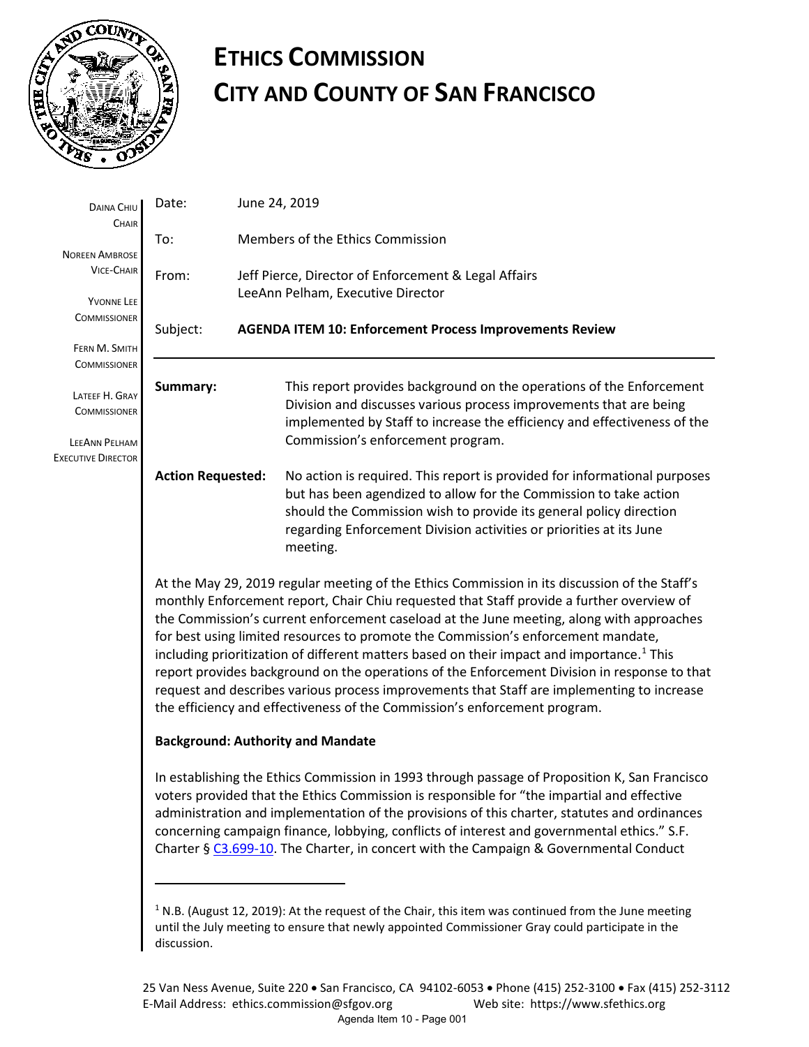# ETHICS COMMISSION
# CITY AND COUNTY OF SAN FRANCISCO

DAINA CHIU
CHAIR

NOREEN AMBROSE
VICE-CHAIR

YVONNE LEE
COMMISSIONER

FERN M. SMITH
COMMISSIONER

LATEEF H. GRAY
COMMISSIONER

LEEANN PELHAM
EXECUTIVE DIRECTOR

Date: June 24, 2019

To: Members of the Ethics Commission

From: Jeff Pierce, Director of Enforcement & Legal Affairs
LeeAnn Pelham, Executive Director

Subject: **AGENDA ITEM 10: Enforcement Process Improvements Review**

---

**Summary:** This report provides background on the operations of the Enforcement Division and discusses various process improvements that are being implemented by Staff to increase the efficiency and effectiveness of the Commission's enforcement program.

**Action Requested:** No action is required. This report is provided for informational purposes but has been agendized to allow for the Commission to take action should the Commission wish to provide its general policy direction regarding Enforcement Division activities or priorities at its June meeting.

At the May 29, 2019 regular meeting of the Ethics Commission in its discussion of the Staff's monthly Enforcement report, Chair Chiu requested that Staff provide a further overview of the Commission's current enforcement caseload at the June meeting, along with approaches for best using limited resources to promote the Commission's enforcement mandate, including prioritization of different matters based on their impact and importance.[1] This report provides background on the operations of the Enforcement Division in response to that request and describes various process improvements that Staff are implementing to increase the efficiency and effectiveness of the Commission's enforcement program.

**Background: Authority and Mandate**

In establishing the Ethics Commission in 1993 through passage of Proposition K, San Francisco voters provided that the Ethics Commission is responsible for "the impartial and effective administration and implementation of the provisions of this charter, statutes and ordinances concerning campaign finance, lobbying, conflicts of interest and governmental ethics." S.F. Charter § C3.699-10. The Charter, in concert with the Campaign & Governmental Conduct

---

[1] N.B. (August 12, 2019): At the request of the Chair, this item was continued from the June meeting until the July meeting to ensure that newly appointed Commissioner Gray could participate in the discussion.

25 Van Ness Avenue, Suite 220 • San Francisco, CA 94102-6053 • Phone (415) 252-3100 • Fax (415) 252-3112
E-Mail Address: ethics.commission@sfgov.org Web site: https://www.sfethics.org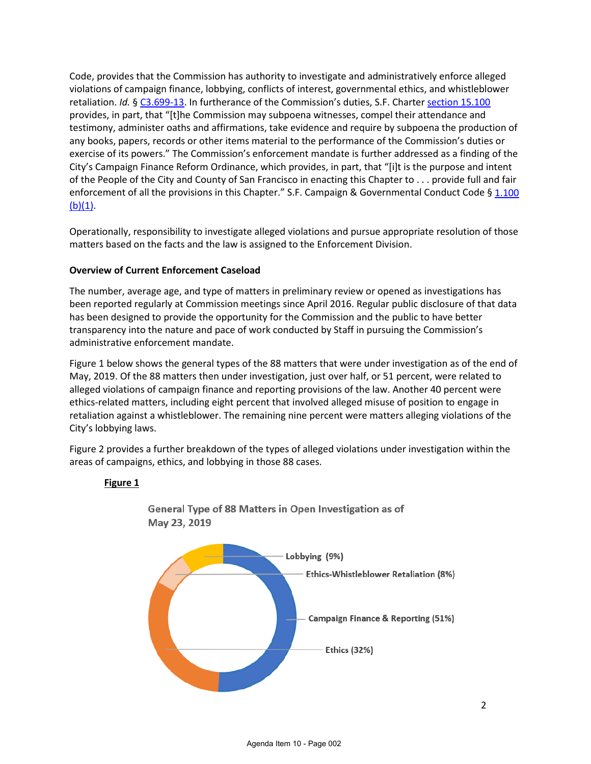Code, provides that the Commission has authority to investigate and administratively enforce alleged violations of campaign finance, lobbying, conflicts of interest, governmental ethics, and whistleblower retaliation. *Id.* § C3.699-13. In furtherance of the Commission's duties, S.F. Charter section 15.100 provides, in part, that "[t]he Commission may subpoena witnesses, compel their attendance and testimony, administer oaths and affirmations, take evidence and require by subpoena the production of any books, papers, records or other items material to the performance of the Commission's duties or exercise of its powers." The Commission's enforcement mandate is further addressed as a finding of the City's Campaign Finance Reform Ordinance, which provides, in part, that "[i]t is the purpose and intent of the People of the City and County of San Francisco in enacting this Chapter to . . . provide full and fair enforcement of all the provisions in this Chapter." S.F. Campaign & Governmental Conduct Code § 1.100 (b)(1).

Operationally, responsibility to investigate alleged violations and pursue appropriate resolution of those matters based on the facts and the law is assigned to the Enforcement Division.

**Overview of Current Enforcement Caseload**

The number, average age, and type of matters in preliminary review or opened as investigations has been reported regularly at Commission meetings since April 2016. Regular public disclosure of that data has been designed to provide the opportunity for the Commission and the public to have better transparency into the nature and pace of work conducted by Staff in pursuing the Commission's administrative enforcement mandate.

Figure 1 below shows the general types of the 88 matters that were under investigation as of the end of May, 2019. Of the 88 matters then under investigation, just over half, or 51 percent, were related to alleged violations of campaign finance and reporting provisions of the law. Another 40 percent were ethics-related matters, including eight percent that involved alleged misuse of position to engage in retaliation against a whistleblower. The remaining nine percent were matters alleging violations of the City's lobbying laws.

Figure 2 provides a further breakdown of the types of alleged violations under investigation within the areas of campaigns, ethics, and lobbying in those 88 cases.

**Figure 1**

General Type of 88 Matters in Open Investigation as of May 23, 2019

- Lobbying (9%)
- Ethics-Whistleblower Retaliation (8%)
- Campaign Finance & Reporting (51%)
- Ethics (32%)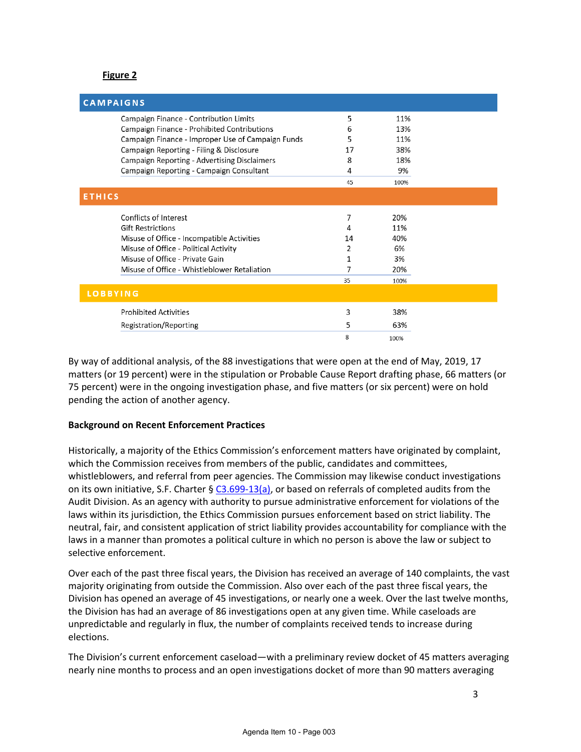**Figure 2**

| CAMPAIGNS | | |
|---|---|---|
| Campaign Finance - Contribution Limits | 5 | 11% |
| Campaign Finance - Prohibited Contributions | 6 | 13% |
| Campaign Finance - Improper Use of Campaign Funds | 5 | 11% |
| Campaign Reporting - Filing & Disclosure | 17 | 38% |
| Campaign Reporting - Advertising Disclaimers | 8 | 18% |
| Campaign Reporting - Campaign Consultant | 4 | 9% |
| | 45 | 100% |
| **ETHICS** | | |
| Conflicts of Interest | 7 | 20% |
| Gift Restrictions | 4 | 11% |
| Misuse of Office - Incompatible Activities | 14 | 40% |
| Misuse of Office - Political Activity | 2 | 6% |
| Misuse of Office - Private Gain | 1 | 3% |
| Misuse of Office - Whistleblower Retaliation | 7 | 20% |
| | 35 | 100% |
| **LOBBYING** | | |
| Prohibited Activities | 3 | 38% |
| Registration/Reporting | 5 | 63% |
| | 8 | 100% |

By way of additional analysis, of the 88 investigations that were open at the end of May, 2019, 17 matters (or 19 percent) were in the stipulation or Probable Cause Report drafting phase, 66 matters (or 75 percent) were in the ongoing investigation phase, and five matters (or six percent) were on hold pending the action of another agency.

**Background on Recent Enforcement Practices**

Historically, a majority of the Ethics Commission's enforcement matters have originated by complaint, which the Commission receives from members of the public, candidates and committees, whistleblowers, and referral from peer agencies. The Commission may likewise conduct investigations on its own initiative, S.F. Charter § C3.699-13(a), or based on referrals of completed audits from the Audit Division. As an agency with authority to pursue administrative enforcement for violations of the laws within its jurisdiction, the Ethics Commission pursues enforcement based on strict liability. The neutral, fair, and consistent application of strict liability provides accountability for compliance with the laws in a manner than promotes a political culture in which no person is above the law or subject to selective enforcement.

Over each of the past three fiscal years, the Division has received an average of 140 complaints, the vast majority originating from outside the Commission. Also over each of the past three fiscal years, the Division has opened an average of 45 investigations, or nearly one a week. Over the last twelve months, the Division has had an average of 86 investigations open at any given time. While caseloads are unpredictable and regularly in flux, the number of complaints received tends to increase during elections.

The Division's current enforcement caseload—with a preliminary review docket of 45 matters averaging nearly nine months to process and an open investigations docket of more than 90 matters averaging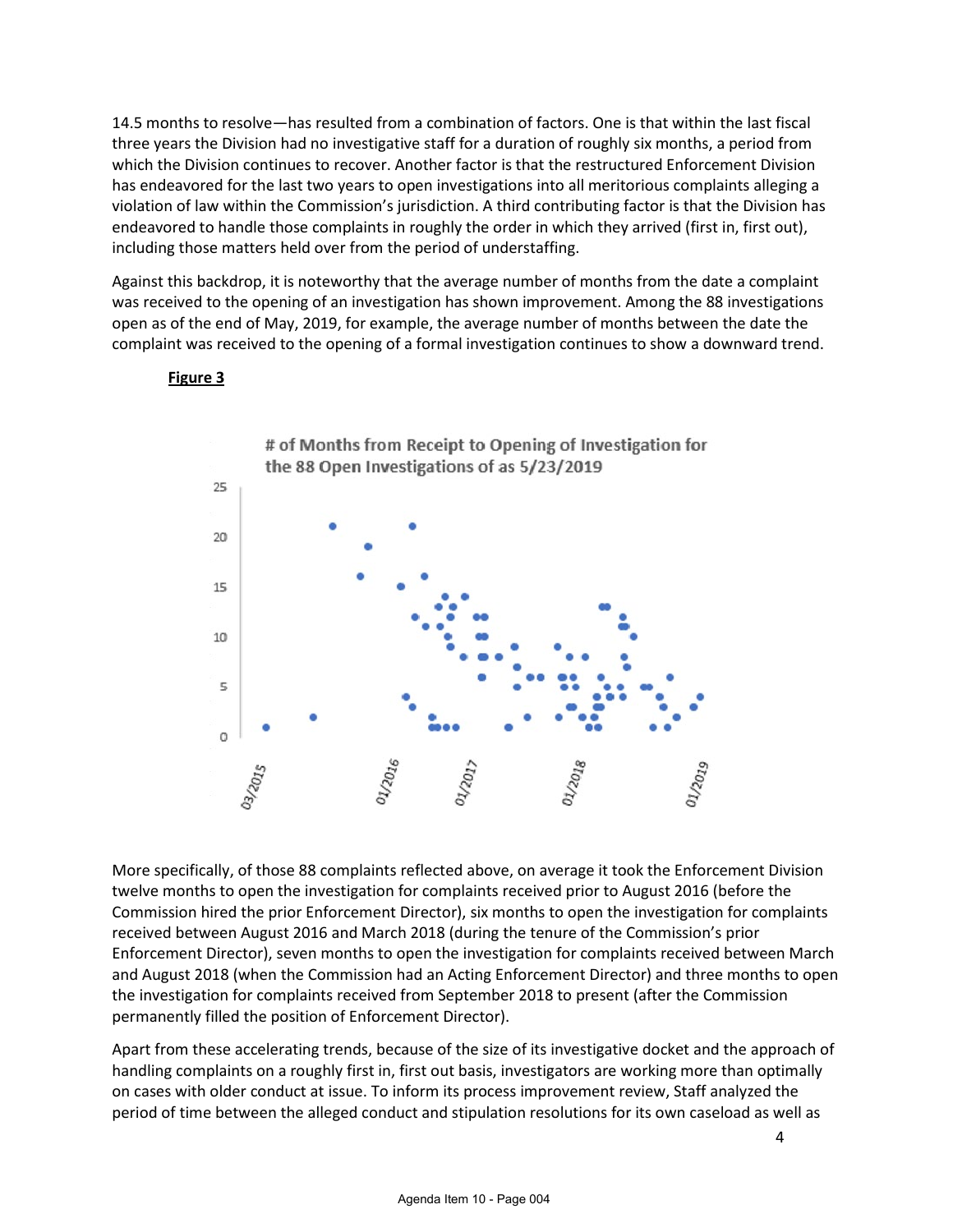14.5 months to resolve—has resulted from a combination of factors. One is that within the last fiscal three years the Division had no investigative staff for a duration of roughly six months, a period from which the Division continues to recover. Another factor is that the restructured Enforcement Division has endeavored for the last two years to open investigations into all meritorious complaints alleging a violation of law within the Commission's jurisdiction. A third contributing factor is that the Division has endeavored to handle those complaints in roughly the order in which they arrived (first in, first out), including those matters held over from the period of understaffing.

Against this backdrop, it is noteworthy that the average number of months from the date a complaint was received to the opening of an investigation has shown improvement. Among the 88 investigations open as of the end of May, 2019, for example, the average number of months between the date the complaint was received to the opening of a formal investigation continues to show a downward trend.

**Figure 3**

# of Months from Receipt to Opening of Investigation for the 88 Open Investigations of as 5/23/2019

More specifically, of those 88 complaints reflected above, on average it took the Enforcement Division twelve months to open the investigation for complaints received prior to August 2016 (before the Commission hired the prior Enforcement Director), six months to open the investigation for complaints received between August 2016 and March 2018 (during the tenure of the Commission's prior Enforcement Director), seven months to open the investigation for complaints received between March and August 2018 (when the Commission had an Acting Enforcement Director) and three months to open the investigation for complaints received from September 2018 to present (after the Commission permanently filled the position of Enforcement Director).

Apart from these accelerating trends, because of the size of its investigative docket and the approach of handling complaints on a roughly first in, first out basis, investigators are working more than optimally on cases with older conduct at issue. To inform its process improvement review, Staff analyzed the period of time between the alleged conduct and stipulation resolutions for its own caseload as well as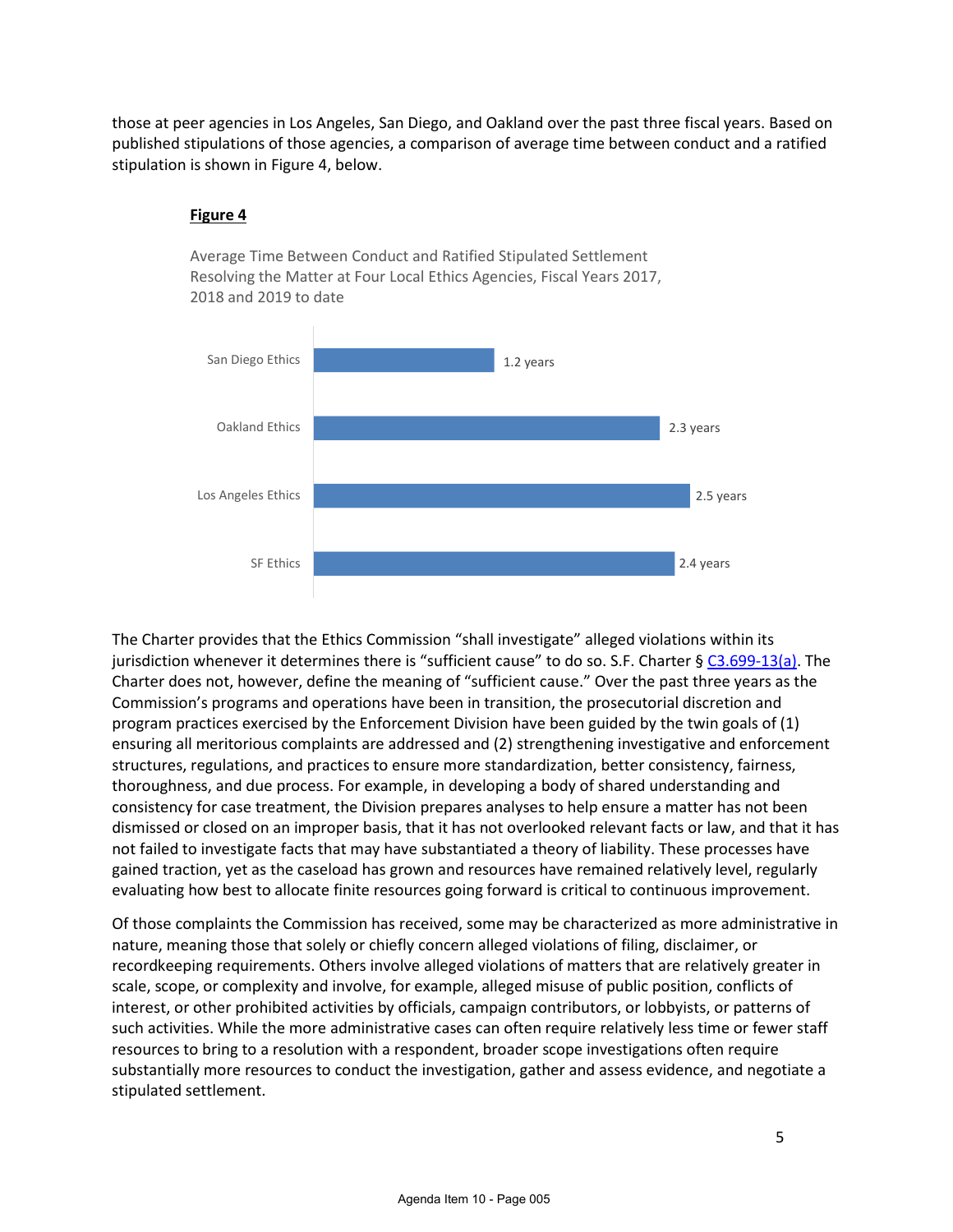those at peer agencies in Los Angeles, San Diego, and Oakland over the past three fiscal years. Based on published stipulations of those agencies, a comparison of average time between conduct and a ratified stipulation is shown in Figure 4, below.

**Figure 4**

Average Time Between Conduct and Ratified Stipulated Settlement Resolving the Matter at Four Local Ethics Agencies, Fiscal Years 2017, 2018 and 2019 to date

| Agency | Average Time |
|---|---|
| San Diego Ethics | 1.2 years |
| Oakland Ethics | 2.3 years |
| Los Angeles Ethics | 2.5 years |
| SF Ethics | 2.4 years |

The Charter provides that the Ethics Commission "shall investigate" alleged violations within its jurisdiction whenever it determines there is "sufficient cause" to do so. S.F. Charter § C3.699-13(a). The Charter does not, however, define the meaning of "sufficient cause." Over the past three years as the Commission's programs and operations have been in transition, the prosecutorial discretion and program practices exercised by the Enforcement Division have been guided by the twin goals of (1) ensuring all meritorious complaints are addressed and (2) strengthening investigative and enforcement structures, regulations, and practices to ensure more standardization, better consistency, fairness, thoroughness, and due process. For example, in developing a body of shared understanding and consistency for case treatment, the Division prepares analyses to help ensure a matter has not been dismissed or closed on an improper basis, that it has not overlooked relevant facts or law, and that it has not failed to investigate facts that may have substantiated a theory of liability. These processes have gained traction, yet as the caseload has grown and resources have remained relatively level, regularly evaluating how best to allocate finite resources going forward is critical to continuous improvement.

Of those complaints the Commission has received, some may be characterized as more administrative in nature, meaning those that solely or chiefly concern alleged violations of filing, disclaimer, or recordkeeping requirements. Others involve alleged violations of matters that are relatively greater in scale, scope, or complexity and involve, for example, alleged misuse of public position, conflicts of interest, or other prohibited activities by officials, campaign contributors, or lobbyists, or patterns of such activities. While the more administrative cases can often require relatively less time or fewer staff resources to bring to a resolution with a respondent, broader scope investigations often require substantially more resources to conduct the investigation, gather and assess evidence, and negotiate a stipulated settlement.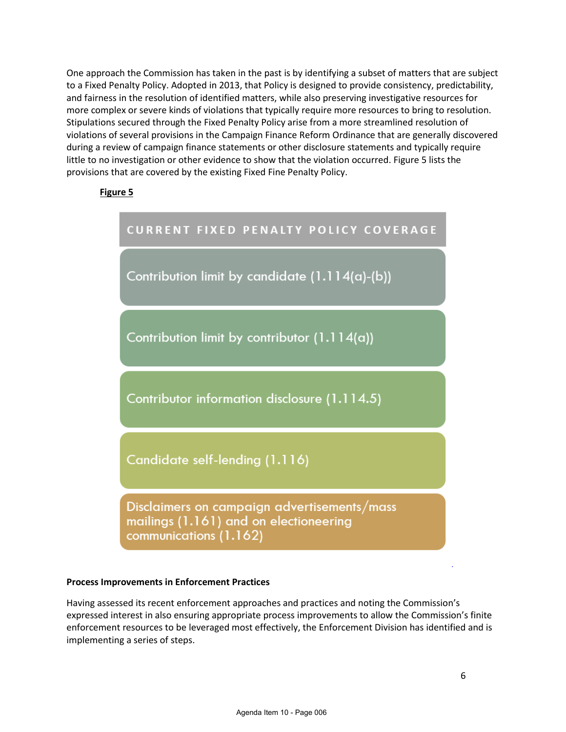One approach the Commission has taken in the past is by identifying a subset of matters that are subject to a Fixed Penalty Policy. Adopted in 2013, that Policy is designed to provide consistency, predictability, and fairness in the resolution of identified matters, while also preserving investigative resources for more complex or severe kinds of violations that typically require more resources to bring to resolution. Stipulations secured through the Fixed Penalty Policy arise from a more streamlined resolution of violations of several provisions in the Campaign Finance Reform Ordinance that are generally discovered during a review of campaign finance statements or other disclosure statements and typically require little to no investigation or other evidence to show that the violation occurred. Figure 5 lists the provisions that are covered by the existing Fixed Fine Penalty Policy.

**Figure 5**

| CURRENT FIXED PENALTY POLICY COVERAGE |
| --- |
| Contribution limit by candidate (1.114(a)-(b)) |
| Contribution limit by contributor (1.114(a)) |
| Contributor information disclosure (1.114.5) |
| Candidate self-lending (1.116) |
| Disclaimers on campaign advertisements/mass mailings (1.161) and on electioneering communications (1.162) |

**Process Improvements in Enforcement Practices**

Having assessed its recent enforcement approaches and practices and noting the Commission's expressed interest in also ensuring appropriate process improvements to allow the Commission's finite enforcement resources to be leveraged most effectively, the Enforcement Division has identified and is implementing a series of steps.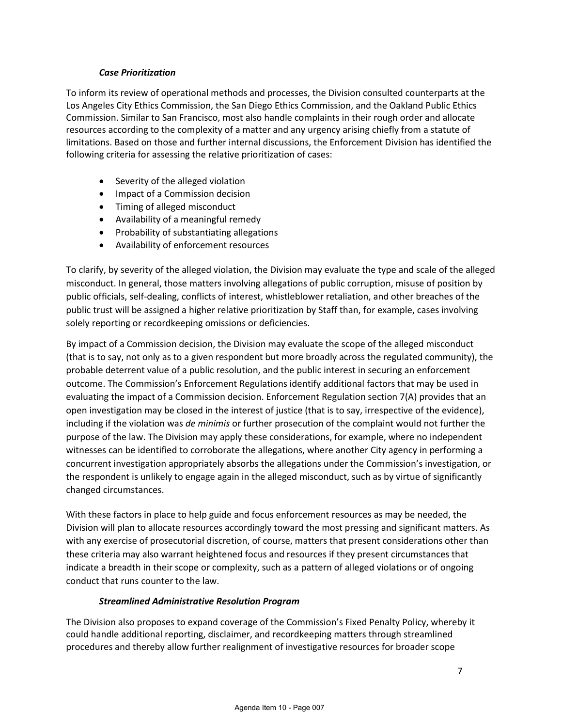### *Case Prioritization*

To inform its review of operational methods and processes, the Division consulted counterparts at the Los Angeles City Ethics Commission, the San Diego Ethics Commission, and the Oakland Public Ethics Commission. Similar to San Francisco, most also handle complaints in their rough order and allocate resources according to the complexity of a matter and any urgency arising chiefly from a statute of limitations. Based on those and further internal discussions, the Enforcement Division has identified the following criteria for assessing the relative prioritization of cases:

- Severity of the alleged violation
- Impact of a Commission decision
- Timing of alleged misconduct
- Availability of a meaningful remedy
- Probability of substantiating allegations
- Availability of enforcement resources

To clarify, by severity of the alleged violation, the Division may evaluate the type and scale of the alleged misconduct. In general, those matters involving allegations of public corruption, misuse of position by public officials, self-dealing, conflicts of interest, whistleblower retaliation, and other breaches of the public trust will be assigned a higher relative prioritization by Staff than, for example, cases involving solely reporting or recordkeeping omissions or deficiencies.

By impact of a Commission decision, the Division may evaluate the scope of the alleged misconduct (that is to say, not only as to a given respondent but more broadly across the regulated community), the probable deterrent value of a public resolution, and the public interest in securing an enforcement outcome. The Commission's Enforcement Regulations identify additional factors that may be used in evaluating the impact of a Commission decision. Enforcement Regulation section 7(A) provides that an open investigation may be closed in the interest of justice (that is to say, irrespective of the evidence), including if the violation was *de minimis* or further prosecution of the complaint would not further the purpose of the law. The Division may apply these considerations, for example, where no independent witnesses can be identified to corroborate the allegations, where another City agency in performing a concurrent investigation appropriately absorbs the allegations under the Commission's investigation, or the respondent is unlikely to engage again in the alleged misconduct, such as by virtue of significantly changed circumstances.

With these factors in place to help guide and focus enforcement resources as may be needed, the Division will plan to allocate resources accordingly toward the most pressing and significant matters. As with any exercise of prosecutorial discretion, of course, matters that present considerations other than these criteria may also warrant heightened focus and resources if they present circumstances that indicate a breadth in their scope or complexity, such as a pattern of alleged violations or of ongoing conduct that runs counter to the law.

### *Streamlined Administrative Resolution Program*

The Division also proposes to expand coverage of the Commission's Fixed Penalty Policy, whereby it could handle additional reporting, disclaimer, and recordkeeping matters through streamlined procedures and thereby allow further realignment of investigative resources for broader scope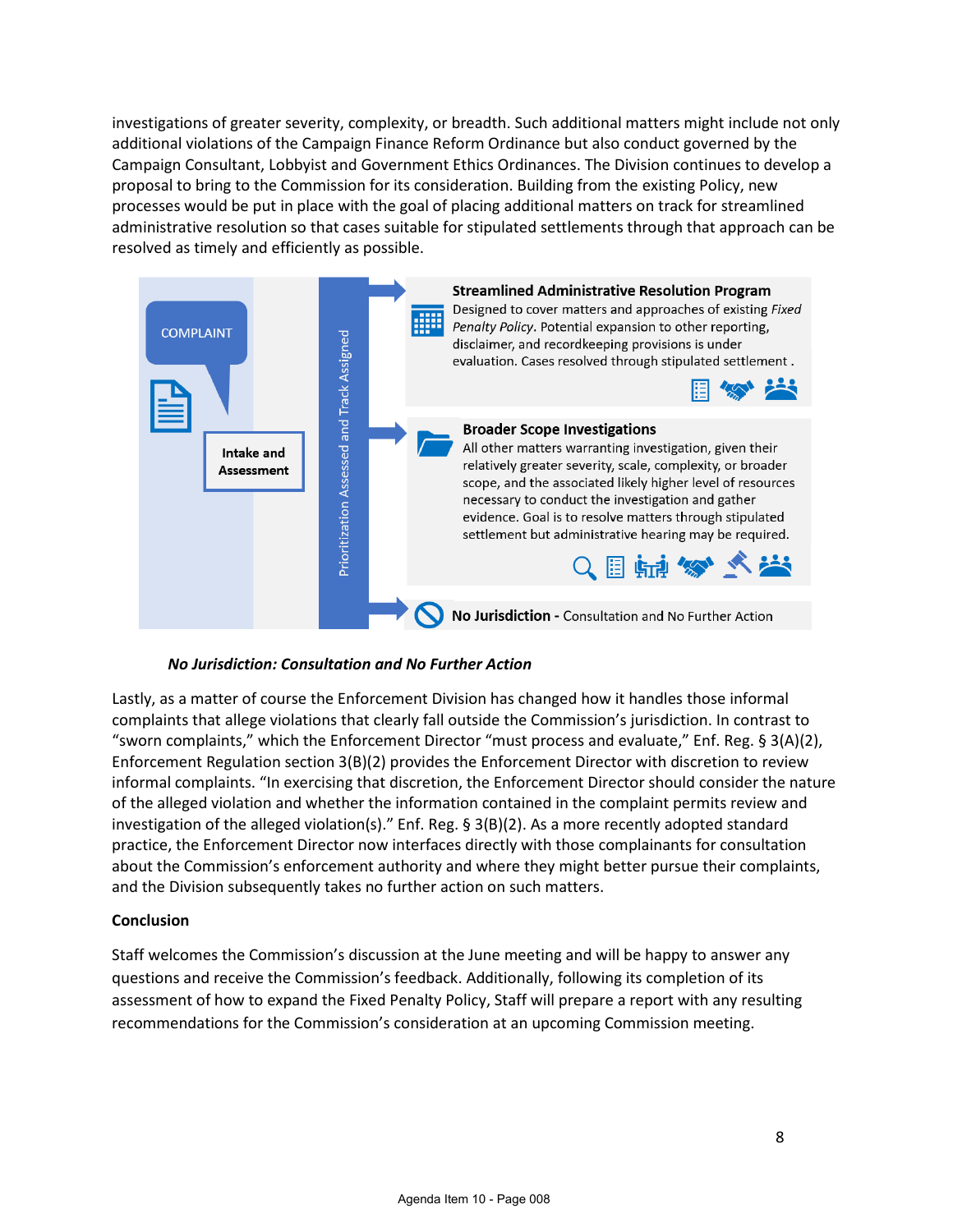investigations of greater severity, complexity, or breadth. Such additional matters might include not only additional violations of the Campaign Finance Reform Ordinance but also conduct governed by the Campaign Consultant, Lobbyist and Government Ethics Ordinances. The Division continues to develop a proposal to bring to the Commission for its consideration. Building from the existing Policy, new processes would be put in place with the goal of placing additional matters on track for streamlined administrative resolution so that cases suitable for stipulated settlements through that approach can be resolved as timely and efficiently as possible.

COMPLAINT

Intake and Assessment

Prioritization Assessed and Track Assigned

**Streamlined Administrative Resolution Program**
Designed to cover matters and approaches of existing *Fixed Penalty Policy*. Potential expansion to other reporting, disclaimer, and recordkeeping provisions is under evaluation. Cases resolved through stipulated settlement .

**Broader Scope Investigations**
All other matters warranting investigation, given their relatively greater severity, scale, complexity, or broader scope, and the associated likely higher level of resources necessary to conduct the investigation and gather evidence. Goal is to resolve matters through stipulated settlement but administrative hearing may be required.

**No Jurisdiction -** Consultation and No Further Action

***No Jurisdiction: Consultation and No Further Action***

Lastly, as a matter of course the Enforcement Division has changed how it handles those informal complaints that allege violations that clearly fall outside the Commission's jurisdiction. In contrast to "sworn complaints," which the Enforcement Director "must process and evaluate," Enf. Reg. § 3(A)(2), Enforcement Regulation section 3(B)(2) provides the Enforcement Director with discretion to review informal complaints. "In exercising that discretion, the Enforcement Director should consider the nature of the alleged violation and whether the information contained in the complaint permits review and investigation of the alleged violation(s)." Enf. Reg. § 3(B)(2). As a more recently adopted standard practice, the Enforcement Director now interfaces directly with those complainants for consultation about the Commission's enforcement authority and where they might better pursue their complaints, and the Division subsequently takes no further action on such matters.

**Conclusion**

Staff welcomes the Commission's discussion at the June meeting and will be happy to answer any questions and receive the Commission's feedback. Additionally, following its completion of its assessment of how to expand the Fixed Penalty Policy, Staff will prepare a report with any resulting recommendations for the Commission's consideration at an upcoming Commission meeting.